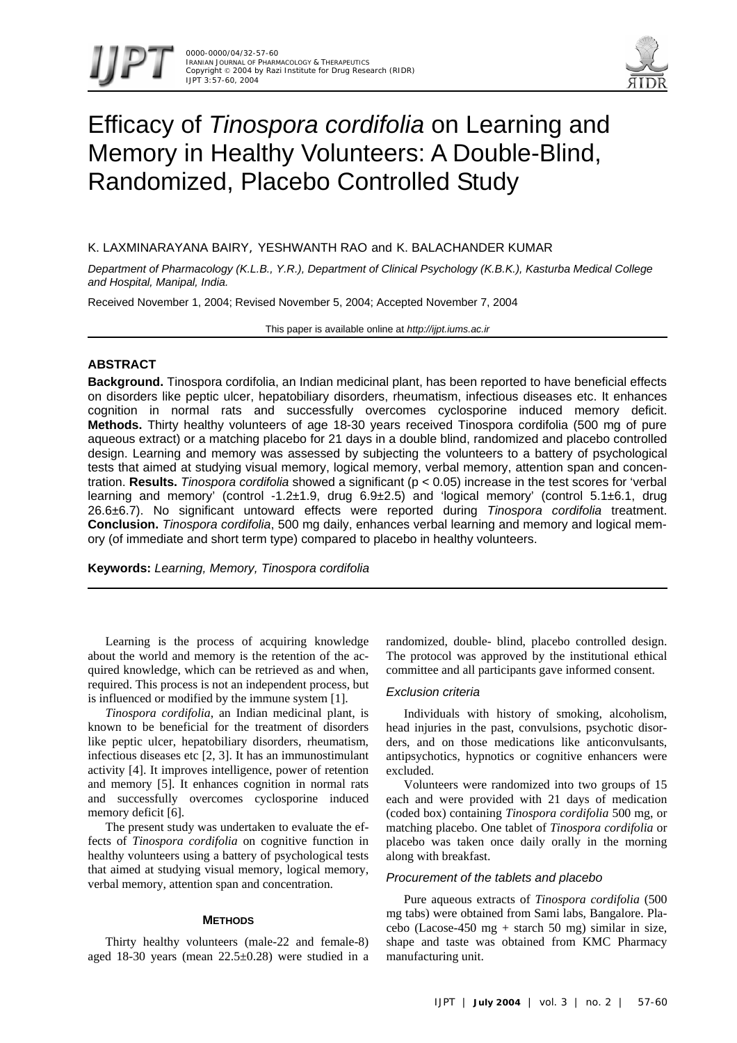# Efficacy of *Tinospora cordifolia* on Learning and Memory in Healthy Volunteers: A Double-Blind, Randomized, Placebo Controlled Study

K. LAXMINARAYANA BAIRY, YESHWANTH RAO and K. BALACHANDER KUMAR

*Department of Pharmacology (K.L.B., Y.R.), Department of Clinical Psychology (K.B.K.), Kasturba Medical College and Hospital, Manipal, India.*

Received November 1, 2004; Revised November 5, 2004; Accepted November 7, 2004

This paper is available online at *http://ijpt.iums.ac.ir*

## ABSTRACT

**Background.** Tinospora cordifolia, an Indian medicinal plant, has been reported to have beneficial effects on disorders like peptic ulcer, hepatobiliary disorders, rheumatism, infectious diseases etc. It enhances cognition in normal rats and successfully overcomes cyclosporine induced memory deficit. **Methods.** Thirty healthy volunteers of age 18-30 years received Tinospora cordifolia (500 mg of pure aqueous extract) or a matching placebo for 21 days in a double blind, randomized and placebo controlled design. Learning and memory was assessed by subjecting the volunteers to a battery of psychological tests that aimed at studying visual memory, logical memory, verbal memory, attention span and concentration. **Results.** *Tinospora cordifolia* showed a significant ($p < 0.05$) increase in the test scores for 'verbal learning and memory' (control -1.2±1.9, drug 6.9±2.5) and 'logical memory' (control 5.1±6.1, drug 26.6±6.7). No significant untoward effects were reported during *Tinospora cordifolia* treatment. **Conclusion.** *Tinospora cordifolia*, 500 mg daily, enhances verbal learning and memory and logical memory (of immediate and short term type) compared to placebo in healthy volunteers.

**Keywords:** *Learning, Memory, Tinospora cordifolia*

Learning is the process of acquiring knowledge about the world and memory is the retention of the acquired knowledge, which can be retrieved as and when, required. This process is not an independent process, but is influenced or modified by the immune system [1].

*Tinospora cordifolia*, an Indian medicinal plant, is known to be beneficial for the treatment of disorders like peptic ulcer, hepatobiliary disorders, rheumatism, infectious diseases etc [2, 3]. It has an immunostimulant activity [4]. It improves intelligence, power of retention and memory [5]. It enhances cognition in normal rats and successfully overcomes cyclosporine induced memory deficit [6].

The present study was undertaken to evaluate the effects of *Tinospora cordifolia* on cognitive function in healthy volunteers using a battery of psychological tests that aimed at studying visual memory, logical memory, verbal memory, attention span and concentration.

## METHODS

Thirty healthy volunteers (male-22 and female-8) aged 18-30 years (mean 22.5±0.28) were studied in a randomized, double- blind, placebo controlled design. The protocol was approved by the institutional ethical committee and all participants gave informed consent.

### *Exclusion criteria*

Individuals with history of smoking, alcoholism, head injuries in the past, convulsions, psychotic disorders, and on those medications like anticonvulsants, antipsychotics, hypnotics or cognitive enhancers were excluded.

Volunteers were randomized into two groups of 15 each and were provided with 21 days of medication (coded box) containing *Tinospora cordifolia* 500 mg, or matching placebo. One tablet of *Tinospora cordifolia* or placebo was taken once daily orally in the morning along with breakfast.

### *Procurement of the tablets and placebo*

Pure aqueous extracts of *Tinospora cordifolia* (500 mg tabs) were obtained from Sami labs, Bangalore. Placebo (Lacose-450 mg + starch 50 mg) similar in size, shape and taste was obtained from KMC Pharmacy manufacturing unit.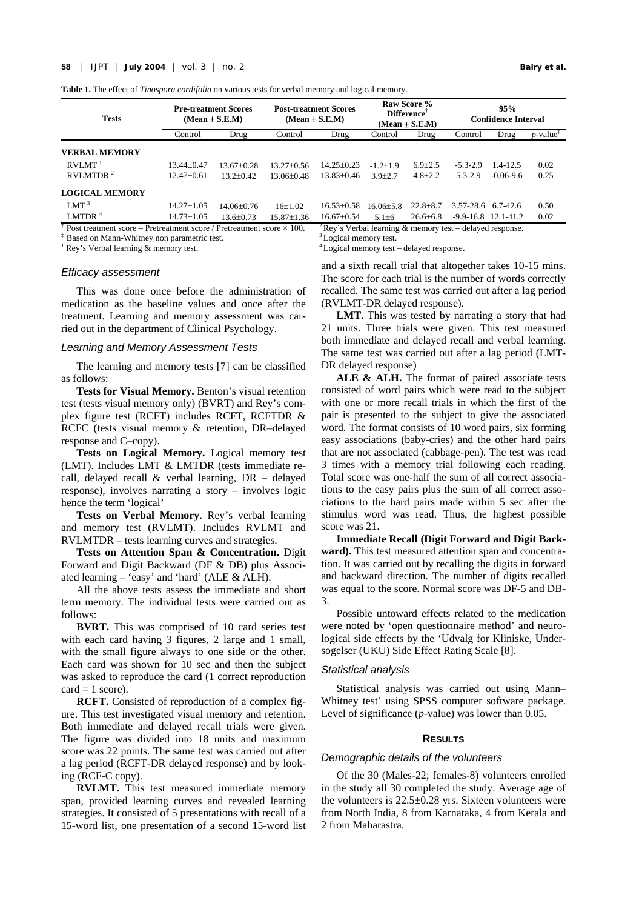**Table 1.** The effect of *Tinospora cordifolia* on various tests for verbal memory and logical memory.

| Tests | Pre-treatment Scores (Mean ± S.E.M) | | Post-treatment Scores (Mean ± S.E.M) | | Raw Score % Difference[†] (Mean ± S.E.M) | | 95% Confidence Interval | | |
|---|---|---|---|---|---|---|---|---|---|
| | Control | Drug | Control | Drug | Control | Drug | Control | Drug | *p*-value[‡] |
| **VERBAL MEMORY** | | | | | | | | | |
| RVLMT [1] | 13.44±0.47 | 13.67±0.28 | 13.27±0.56 | 14.25±0.23 | -1.2±1.9 | 6.9±2.5 | -5.3-2.9 | 1.4-12.5 | 0.02 |
| RVLMTDR [2] | 12.47±0.61 | 13.2±0.42 | 13.06±0.48 | 13.83±0.46 | 3.9±2.7 | 4.8±2.2 | 5.3-2.9 | -0.06-9.6 | 0.25 |
| **LOGICAL MEMORY** | | | | | | | | | |
| LMT [3] | 14.27±1.05 | 14.06±0.76 | 16±1.02 | 16.53±0.58 | 16.06±5.8 | 22.8±8.7 | 3.57-28.6 | 6.7-42.6 | 0.50 |
| LMTDR [4] | 14.73±1.05 | 13.6±0.73 | 15.87±1.36 | 16.67±0.54 | 5.1±6 | 26.6±6.8 | -9.9-16.8 | 12.1-41.2 | 0.02 |

[†] Post treatment score – Pretreatment score / Pretreatment score × 100.
[‡] Based on Mann-Whitney non parametric test.
[1] Rey's Verbal learning & memory test.
[2] Rey's Verbal learning & memory test – delayed response.
[3] Logical memory test.
[4] Logical memory test – delayed response.

### *Efficacy assessment*

This was done once before the administration of medication as the baseline values and once after the treatment. Learning and memory assessment was carried out in the department of Clinical Psychology.

### *Learning and Memory Assessment Tests*

The learning and memory tests [7] can be classified as follows:

**Tests for Visual Memory.** Benton's visual retention test (tests visual memory only) (BVRT) and Rey's complex figure test (RCFT) includes RCFT, RCFTDR & RCFC (tests visual memory & retention, DR–delayed response and C–copy).

**Tests on Logical Memory.** Logical memory test (LMT). Includes LMT & LMTDR (tests immediate recall, delayed recall & verbal learning, DR – delayed response), involves narrating a story – involves logic hence the term 'logical'

**Tests on Verbal Memory.** Rey's verbal learning and memory test (RVLMT). Includes RVLMT and RVLMTDR – tests learning curves and strategies.

**Tests on Attention Span & Concentration.** Digit Forward and Digit Backward (DF & DB) plus Associated learning – 'easy' and 'hard' (ALE & ALH).

All the above tests assess the immediate and short term memory. The individual tests were carried out as follows:

**BVRT.** This was comprised of 10 card series test with each card having 3 figures, 2 large and 1 small, with the small figure always to one side or the other. Each card was shown for 10 sec and then the subject was asked to reproduce the card (1 correct reproduction card = 1 score).

**RCFT.** Consisted of reproduction of a complex figure. This test investigated visual memory and retention. Both immediate and delayed recall trials were given. The figure was divided into 18 units and maximum score was 22 points. The same test was carried out after a lag period (RCFT-DR delayed response) and by looking (RCF-C copy).

**RVLMT.** This test measured immediate memory span, provided learning curves and revealed learning strategies. It consisted of 5 presentations with recall of a 15-word list, one presentation of a second 15-word list and a sixth recall trial that altogether takes 10-15 mins. The score for each trial is the number of words correctly recalled. The same test was carried out after a lag period (RVLMT-DR delayed response).

**LMT.** This was tested by narrating a story that had 21 units. Three trials were given. This test measured both immediate and delayed recall and verbal learning. The same test was carried out after a lag period (LMT-DR delayed response)

**ALE & ALH.** The format of paired associate tests consisted of word pairs which were read to the subject with one or more recall trials in which the first of the pair is presented to the subject to give the associated word. The format consists of 10 word pairs, six forming easy associations (baby-cries) and the other hard pairs that are not associated (cabbage-pen). The test was read 3 times with a memory trial following each reading. Total score was one-half the sum of all correct associations to the easy pairs plus the sum of all correct associations to the hard pairs made within 5 sec after the stimulus word was read. Thus, the highest possible score was 21.

**Immediate Recall (Digit Forward and Digit Backward).** This test measured attention span and concentration. It was carried out by recalling the digits in forward and backward direction. The number of digits recalled was equal to the score. Normal score was DF-5 and DB-3.

Possible untoward effects related to the medication were noted by 'open questionnaire method' and neurological side effects by the 'Udvalg for Kliniske, Undersogelser (UKU) Side Effect Rating Scale [8].

### *Statistical analysis*

Statistical analysis was carried out using Mann–Whitney test' using SPSS computer software package. Level of significance (*p*-value) was lower than 0.05.

## RESULTS

### *Demographic details of the volunteers*

Of the 30 (Males-22; females-8) volunteers enrolled in the study all 30 completed the study. Average age of the volunteers is 22.5±0.28 yrs. Sixteen volunteers were from North India, 8 from Karnataka, 4 from Kerala and 2 from Maharastra.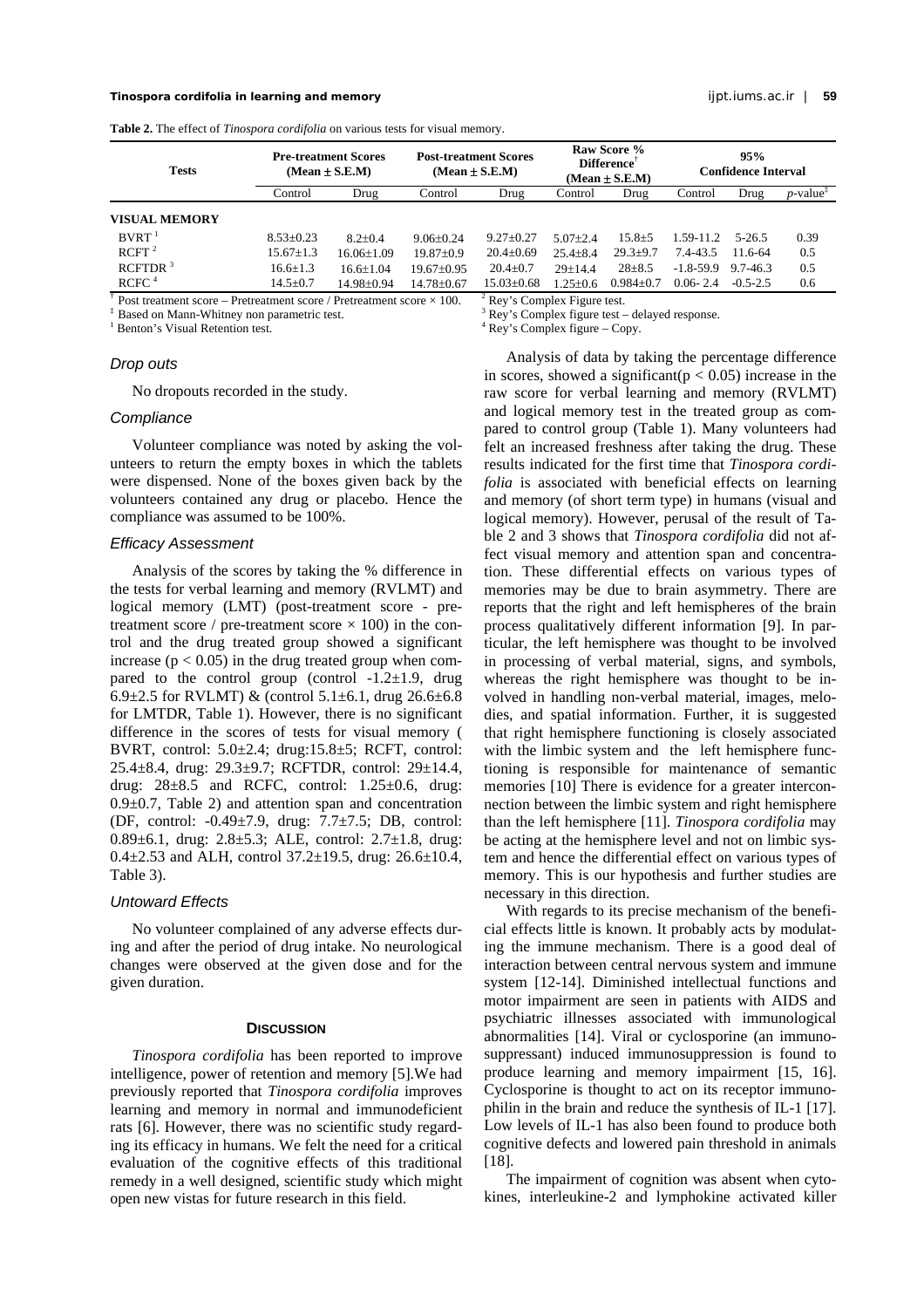**Table 2.** The effect of *Tinospora cordifolia* on various tests for visual memory.

| Tests | Pre-treatment Scores (Mean ± S.E.M) | | Post-treatment Scores (Mean ± S.E.M) | | Raw Score % Difference[†] (Mean ± S.E.M) | | 95% Confidence Interval | | |
|---|---|---|---|---|---|---|---|---|---|
| | Control | Drug | Control | Drug | Control | Drug | Control | Drug | *p*-value[‡] |
| **VISUAL MEMORY** | | | | | | | | | |
| BVRT [1] | 8.53±0.23 | 8.2±0.4 | 9.06±0.24 | 9.27±0.27 | 5.07±2.4 | 15.8±5 | 1.59-11.2 | 5-26.5 | 0.39 |
| RCFT [2] | 15.67±1.3 | 16.06±1.09 | 19.87±0.9 | 20.4±0.69 | 25.4±8.4 | 29.3±9.7 | 7.4-43.5 | 11.6-64 | 0.5 |
| RCFTDR [3] | 16.6±1.3 | 16.6±1.04 | 19.67±0.95 | 20.4±0.7 | 29±14.4 | 28±8.5 | -1.8-59.9 | 9.7-46.3 | 0.5 |
| RCFC [4] | 14.5±0.7 | 14.98±0.94 | 14.78±0.67 | 15.03±0.68 | 1.25±0.6 | 0.984±0.7 | 0.06- 2.4 | -0.5-2.5 | 0.6 |

[†] Post treatment score – Pretreatment score / Pretreatment score × 100.
[‡] Based on Mann-Whitney non parametric test.
[1] Benton's Visual Retention test.
[2] Rey's Complex Figure test.
[3] Rey's Complex figure test – delayed response.
[4] Rey's Complex figure – Copy.

### *Drop outs*

No dropouts recorded in the study.

### *Compliance*

Volunteer compliance was noted by asking the volunteers to return the empty boxes in which the tablets were dispensed. None of the boxes given back by the volunteers contained any drug or placebo. Hence the compliance was assumed to be 100%.

### *Efficacy Assessment*

Analysis of the scores by taking the % difference in the tests for verbal learning and memory (RVLMT) and logical memory (LMT) (post-treatment score - pretreatment score / pre-treatment score × 100) in the control and the drug treated group showed a significant increase ($p < 0.05$) in the drug treated group when compared to the control group (control -1.2±1.9, drug 6.9±2.5 for RVLMT) & (control 5.1±6.1, drug 26.6±6.8 for LMTDR, Table 1). However, there is no significant difference in the scores of tests for visual memory ( BVRT, control: 5.0±2.4; drug:15.8±5; RCFT, control: 25.4±8.4, drug: 29.3±9.7; RCFTDR, control: 29±14.4, drug: 28±8.5 and RCFC, control: 1.25±0.6, drug: 0.9±0.7, Table 2) and attention span and concentration (DF, control: -0.49±7.9, drug: 7.7±7.5; DB, control: 0.89±6.1, drug: 2.8±5.3; ALE, control: 2.7±1.8, drug: 0.4±2.53 and ALH, control 37.2±19.5, drug: 26.6±10.4, Table 3).

### *Untoward Effects*

No volunteer complained of any adverse effects during and after the period of drug intake. No neurological changes were observed at the given dose and for the given duration.

## DISCUSSION

*Tinospora cordifolia* has been reported to improve intelligence, power of retention and memory [5].We had previously reported that *Tinospora cordifolia* improves learning and memory in normal and immunodeficient rats [6]. However, there was no scientific study regarding its efficacy in humans. We felt the need for a critical evaluation of the cognitive effects of this traditional remedy in a well designed, scientific study which might open new vistas for future research in this field.

Analysis of data by taking the percentage difference in scores, showed a significant($p < 0.05$) increase in the raw score for verbal learning and memory (RVLMT) and logical memory test in the treated group as compared to control group (Table 1). Many volunteers had felt an increased freshness after taking the drug. These results indicated for the first time that *Tinospora cordifolia* is associated with beneficial effects on learning and memory (of short term type) in humans (visual and logical memory). However, perusal of the result of Table 2 and 3 shows that *Tinospora cordifolia* did not affect visual memory and attention span and concentration. These differential effects on various types of memories may be due to brain asymmetry. There are reports that the right and left hemispheres of the brain process qualitatively different information [9]. In particular, the left hemisphere was thought to be involved in processing of verbal material, signs, and symbols, whereas the right hemisphere was thought to be involved in handling non-verbal material, images, melodies, and spatial information. Further, it is suggested that right hemisphere functioning is closely associated with the limbic system and the left hemisphere functioning is responsible for maintenance of semantic memories [10] There is evidence for a greater interconnection between the limbic system and right hemisphere than the left hemisphere [11]. *Tinospora cordifolia* may be acting at the hemisphere level and not on limbic system and hence the differential effect on various types of memory. This is our hypothesis and further studies are necessary in this direction.

With regards to its precise mechanism of the beneficial effects little is known. It probably acts by modulating the immune mechanism. There is a good deal of interaction between central nervous system and immune system [12-14]. Diminished intellectual functions and motor impairment are seen in patients with AIDS and psychiatric illnesses associated with immunological abnormalities [14]. Viral or cyclosporine (an immunosuppressant) induced immunosuppression is found to produce learning and memory impairment [15, 16]. Cyclosporine is thought to act on its receptor immunophilin in the brain and reduce the synthesis of IL-1 [17]. Low levels of IL-1 has also been found to produce both cognitive defects and lowered pain threshold in animals [18].

The impairment of cognition was absent when cytokines, interleukine-2 and lymphokine activated killer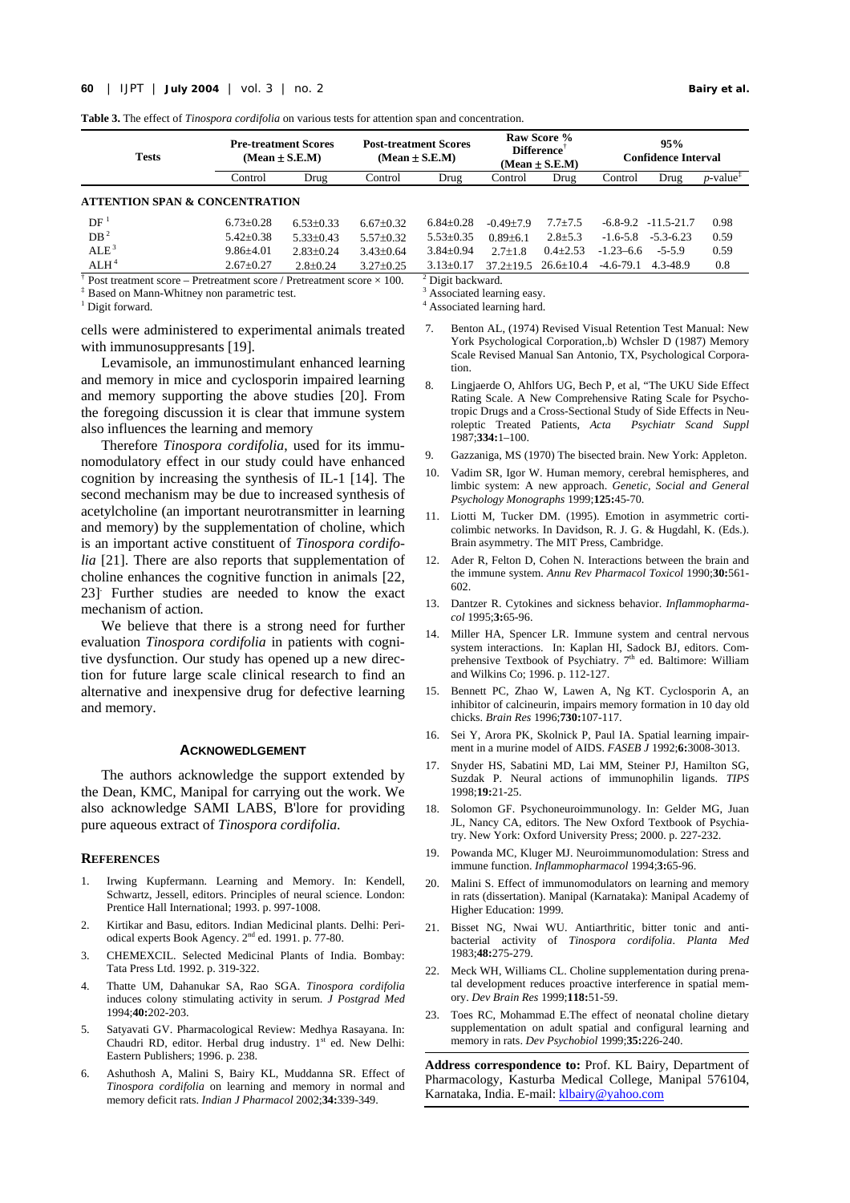**Table 3.** The effect of *Tinospora cordifolia* on various tests for attention span and concentration.

| Tests | Pre-treatment Scores (Mean ± S.E.M) | | Post-treatment Scores (Mean ± S.E.M) | | Raw Score % Difference† (Mean ± S.E.M) | | 95% Confidence Interval | | |
|---|---|---|---|---|---|---|---|---|---|
| | Control | Drug | Control | Drug | Control | Drug | Control | Drug | *p*-value‡ |
| **ATTENTION SPAN & CONCENTRATION** | | | | | | | | | |
| DF [1] | 6.73±0.28 | 6.53±0.33 | 6.67±0.32 | 6.84±0.28 | -0.49±7.9 | 7.7±7.5 | -6.8-9.2 | -11.5-21.7 | 0.98 |
| DB [2] | 5.42±0.38 | 5.33±0.43 | 5.57±0.32 | 5.53±0.35 | 0.89±6.1 | 2.8±5.3 | -1.6-5.8 | -5.3-6.23 | 0.59 |
| ALE [3] | 9.86±4.01 | 2.83±0.24 | 3.43±0.64 | 3.84±0.94 | 2.7±1.8 | 0.4±2.53 | -1.23–6.6 | -5-5.9 | 0.59 |
| ALH [4] | 2.67±0.27 | 2.8±0.24 | 3.27±0.25 | 3.13±0.17 | 37.2±19.5 | 26.6±10.4 | -4.6-79.1 | 4.3-48.9 | 0.8 |

† Post treatment score – Pretreatment score / Pretreatment score × 100.
‡ Based on Mann-Whitney non parametric test.
[1] Digit forward.
[2] Digit backward.
[3] Associated learning easy.
[4] Associated learning hard.

cells were administered to experimental animals treated with immunosuppresants [19].

Levamisole, an immunostimulant enhanced learning and memory in mice and cyclosporin impaired learning and memory supporting the above studies [20]. From the foregoing discussion it is clear that immune system also influences the learning and memory

Therefore *Tinospora cordifolia*, used for its immunomodulatory effect in our study could have enhanced cognition by increasing the synthesis of IL-1 [14]. The second mechanism may be due to increased synthesis of acetylcholine (an important neurotransmitter in learning and memory) by the supplementation of choline, which is an important active constituent of *Tinospora cordifolia* [21]. There are also reports that supplementation of choline enhances the cognitive function in animals [22, 23]. Further studies are needed to know the exact mechanism of action.

We believe that there is a strong need for further evaluation *Tinospora cordifolia* in patients with cognitive dysfunction. Our study has opened up a new direction for future large scale clinical research to find an alternative and inexpensive drug for defective learning and memory.

## ACKNOWEDLGEMENT

The authors acknowledge the support extended by the Dean, KMC, Manipal for carrying out the work. We also acknowledge SAMI LABS, B'lore for providing pure aqueous extract of *Tinospora cordifolia.*

## REFERENCES

1. Irwing Kupfermann. Learning and Memory. In: Kendell, Schwartz, Jessell, editors. Principles of neural science. London: Prentice Hall International; 1993. p. 997-1008.
2. Kirtikar and Basu, editors. Indian Medicinal plants. Delhi: Periodical experts Book Agency. 2nd ed. 1991. p. 77-80.
3. CHEMEXCIL. Selected Medicinal Plants of India. Bombay: Tata Press Ltd. 1992. p. 319-322.
4. Thatte UM, Dahanukar SA, Rao SGA. *Tinospora cordifolia* induces colony stimulating activity in serum. *J Postgrad Med* 1994;**40:**202-203.
5. Satyavati GV. Pharmacological Review: Medhya Rasayana. In: Chaudri RD, editor. Herbal drug industry. 1st ed. New Delhi: Eastern Publishers; 1996. p. 238.
6. Ashuthosh A, Malini S, Bairy KL, Muddanna SR. Effect of *Tinospora cordifolia* on learning and memory in normal and memory deficit rats. *Indian J Pharmacol* 2002;**34:**339-349.
7. Benton AL, (1974) Revised Visual Retention Test Manual: New York Psychological Corporation,.b) Wchsler D (1987) Memory Scale Revised Manual San Antonio, TX, Psychological Corporation.
8. Lingjaerde O, Ahlfors UG, Bech P, et al, "The UKU Side Effect Rating Scale. A New Comprehensive Rating Scale for Psychotropic Drugs and a Cross-Sectional Study of Side Effects in Neuroleptic Treated Patients, *Acta Psychiatr Scand Suppl* 1987;**334:**1–100.
9. Gazzaniga, MS (1970) The bisected brain. New York: Appleton.
10. Vadim SR, Igor W. Human memory, cerebral hemispheres, and limbic system: A new approach. *Genetic, Social and General Psychology Monographs* 1999;**125:**45-70.
11. Liotti M, Tucker DM. (1995). Emotion in asymmetric corticolimbic networks. In Davidson, R. J. G. & Hugdahl, K. (Eds.). Brain asymmetry. The MIT Press, Cambridge.
12. Ader R, Felton D, Cohen N. Interactions between the brain and the immune system. *Annu Rev Pharmacol Toxicol* 1990;**30:**561-602.
13. Dantzer R. Cytokines and sickness behavior. *Inflammopharmacol* 1995;**3:**65-96.
14. Miller HA, Spencer LR. Immune system and central nervous system interactions. In: Kaplan HI, Sadock BJ, editors. Comprehensive Textbook of Psychiatry. 7th ed. Baltimore: William and Wilkins Co; 1996. p. 112-127.
15. Bennett PC, Zhao W, Lawen A, Ng KT. Cyclosporin A, an inhibitor of calcineurin, impairs memory formation in 10 day old chicks. *Brain Res* 1996;**730:**107-117.
16. Sei Y, Arora PK, Skolnick P, Paul IA. Spatial learning impairment in a murine model of AIDS. *FASEB J* 1992;**6:**3008-3013.
17. Snyder HS, Sabatini MD, Lai MM, Steiner PJ, Hamilton SG, Suzdak P. Neural actions of immunophilin ligands. *TIPS* 1998;**19:**21-25.
18. Solomon GF. Psychoneuroimmunology. In: Gelder MG, Juan JL, Nancy CA, editors. The New Oxford Textbook of Psychiatry. New York: Oxford University Press; 2000. p. 227-232.
19. Powanda MC, Kluger MJ. Neuroimmunomodulation: Stress and immune function. *Inflammopharmacol* 1994;**3:**65-96.
20. Malini S. Effect of immunomodulators on learning and memory in rats (dissertation). Manipal (Karnataka): Manipal Academy of Higher Education: 1999.
21. Bisset NG, Nwai WU. Antiarthritic, bitter tonic and antibacterial activity of *Tinospora cordifolia*. *Planta Med* 1983;**48:**275-279.
22. Meck WH, Williams CL. Choline supplementation during prenatal development reduces proactive interference in spatial memory. *Dev Brain Res* 1999;**118:**51-59.
23. Toes RC, Mohammad E.The effect of neonatal choline dietary supplementation on adult spatial and configural learning and memory in rats. *Dev Psychobiol* 1999;**35:**226-240.

**Address correspondence to:** Prof. KL Bairy, Department of Pharmacology, Kasturba Medical College, Manipal 576104, Karnataka, India. E-mail: klbairy@yahoo.com